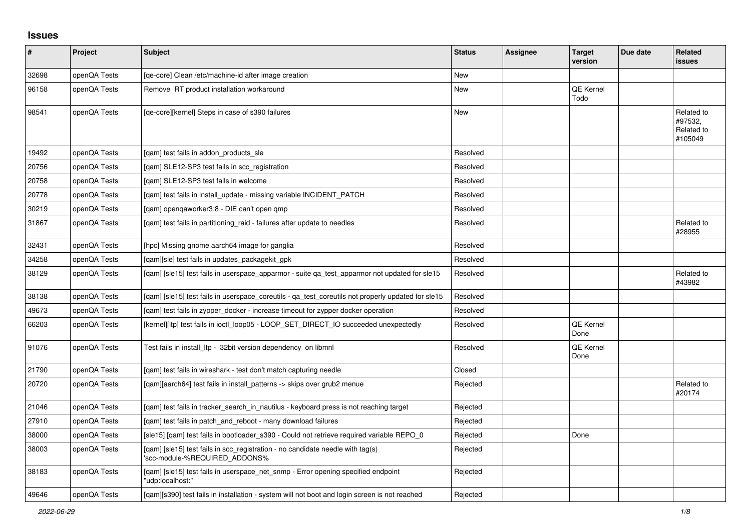## Issues

| # | Project | Subject | Status | Assignee | Target version | Due date | Related issues |
|---|---|---|---|---|---|---|---|
| 32698 | openQA Tests | [qe-core] Clean /etc/machine-id after image creation | New | | | | |
| 96158 | openQA Tests | Remove RT product installation workaround | New | | QE Kernel Todo | | |
| 98541 | openQA Tests | [qe-core][kernel] Steps in case of s390 failures | New | | | | Related to #97532, Related to #105049 |
| 19492 | openQA Tests | [qam] test fails in addon_products_sle | Resolved | | | | |
| 20756 | openQA Tests | [qam] SLE12-SP3 test fails in scc_registration | Resolved | | | | |
| 20758 | openQA Tests | [qam] SLE12-SP3 test fails in welcome | Resolved | | | | |
| 20778 | openQA Tests | [qam] test fails in install_update - missing variable INCIDENT_PATCH | Resolved | | | | |
| 30219 | openQA Tests | [qam] openqaworker3:8 - DIE can't open qmp | Resolved | | | | |
| 31867 | openQA Tests | [qam] test fails in partitioning_raid - failures after update to needles | Resolved | | | | Related to #28955 |
| 32431 | openQA Tests | [hpc] Missing gnome aarch64 image for ganglia | Resolved | | | | |
| 34258 | openQA Tests | [qam][sle] test fails in updates_packagekit_gpk | Resolved | | | | |
| 38129 | openQA Tests | [qam] [sle15] test fails in userspace_apparmor - suite qa_test_apparmor not updated for sle15 | Resolved | | | | Related to #43982 |
| 38138 | openQA Tests | [qam] [sle15] test fails in userspace_coreutils - qa_test_coreutils not properly updated for sle15 | Resolved | | | | |
| 49673 | openQA Tests | [qam] test fails in zypper_docker - increase timeout for zypper docker operation | Resolved | | | | |
| 66203 | openQA Tests | [kernel][ltp] test fails in ioctl_loop05 - LOOP_SET_DIRECT_IO succeeded unexpectedly | Resolved | | QE Kernel Done | | |
| 91076 | openQA Tests | Test fails in install_ltp - 32bit version dependency on libmnl | Resolved | | QE Kernel Done | | |
| 21790 | openQA Tests | [qam] test fails in wireshark - test don't match capturing needle | Closed | | | | |
| 20720 | openQA Tests | [qam][aarch64] test fails in install_patterns -> skips over grub2 menue | Rejected | | | | Related to #20174 |
| 21046 | openQA Tests | [qam] test fails in tracker_search_in_nautilus - keyboard press is not reaching target | Rejected | | | | |
| 27910 | openQA Tests | [qam] test fails in patch_and_reboot - many download failures | Rejected | | | | |
| 38000 | openQA Tests | [sle15] [qam] test fails in bootloader_s390 - Could not retrieve required variable REPO_0 | Rejected | | Done | | |
| 38003 | openQA Tests | [qam] [sle15] test fails in scc_registration - no candidate needle with tag(s) 'scc-module-%REQUIRED_ADDONS% | Rejected | | | | |
| 38183 | openQA Tests | [qam] [sle15] test fails in userspace_net_snmp - Error opening specified endpoint "udp:localhost:" | Rejected | | | | |
| 49646 | openQA Tests | [qam][s390] test fails in installation - system will not boot and login screen is not reached | Rejected | | | | |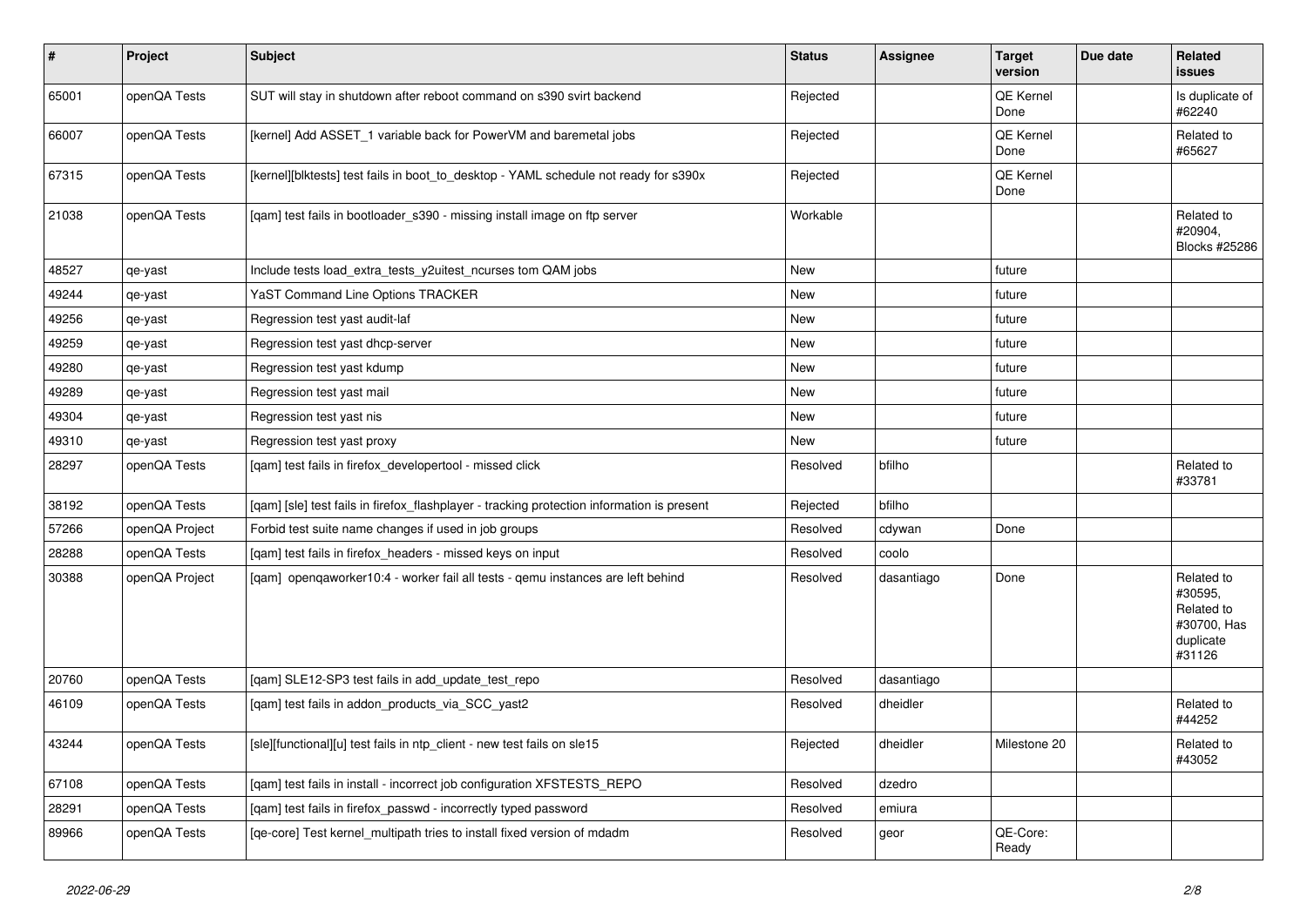| # | Project | Subject | Status | Assignee | Target version | Due date | Related issues |
|---|---|---|---|---|---|---|---|
| 65001 | openQA Tests | SUT will stay in shutdown after reboot command on s390 svirt backend | Rejected | | QE Kernel Done | | Is duplicate of #62240 |
| 66007 | openQA Tests | [kernel] Add ASSET_1 variable back for PowerVM and baremetal jobs | Rejected | | QE Kernel Done | | Related to #65627 |
| 67315 | openQA Tests | [kernel][blktests] test fails in boot_to_desktop - YAML schedule not ready for s390x | Rejected | | QE Kernel Done | | |
| 21038 | openQA Tests | [qam] test fails in bootloader_s390 - missing install image on ftp server | Workable | | | | Related to #20904, Blocks #25286 |
| 48527 | qe-yast | Include tests load_extra_tests_y2uitest_ncurses tom QAM jobs | New | | future | | |
| 49244 | qe-yast | YaST Command Line Options TRACKER | New | | future | | |
| 49256 | qe-yast | Regression test yast audit-laf | New | | future | | |
| 49259 | qe-yast | Regression test yast dhcp-server | New | | future | | |
| 49280 | qe-yast | Regression test yast kdump | New | | future | | |
| 49289 | qe-yast | Regression test yast mail | New | | future | | |
| 49304 | qe-yast | Regression test yast nis | New | | future | | |
| 49310 | qe-yast | Regression test yast proxy | New | | future | | |
| 28297 | openQA Tests | [qam] test fails in firefox_developertool - missed click | Resolved | bfilho | | | Related to #33781 |
| 38192 | openQA Tests | [qam] [sle] test fails in firefox_flashplayer - tracking protection information is present | Rejected | bfilho | | | |
| 57266 | openQA Project | Forbid test suite name changes if used in job groups | Resolved | cdywan | Done | | |
| 28288 | openQA Tests | [qam] test fails in firefox_headers - missed keys on input | Resolved | coolo | | | |
| 30388 | openQA Project | [qam] openqaworker10:4 - worker fail all tests - qemu instances are left behind | Resolved | dasantiago | Done | | Related to #30595, Related to #30700, Has duplicate #31126 |
| 20760 | openQA Tests | [qam] SLE12-SP3 test fails in add_update_test_repo | Resolved | dasantiago | | | |
| 46109 | openQA Tests | [qam] test fails in addon_products_via_SCC_yast2 | Resolved | dheidler | | | Related to #44252 |
| 43244 | openQA Tests | [sle][functional][u] test fails in ntp_client - new test fails on sle15 | Rejected | dheidler | Milestone 20 | | Related to #43052 |
| 67108 | openQA Tests | [qam] test fails in install - incorrect job configuration XFSTESTS_REPO | Resolved | dzedro | | | |
| 28291 | openQA Tests | [qam] test fails in firefox_passwd - incorrectly typed password | Resolved | emiura | | | |
| 89966 | openQA Tests | [qe-core] Test kernel_multipath tries to install fixed version of mdadm | Resolved | geor | QE-Core: Ready | | |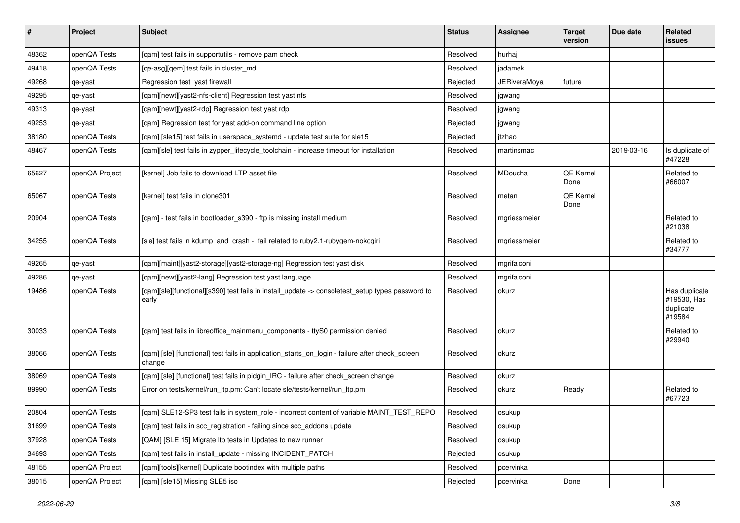| # | Project | Subject | Status | Assignee | Target version | Due date | Related issues |
|---|---|---|---|---|---|---|---|
| 48362 | openQA Tests | [qam] test fails in supportutils - remove pam check | Resolved | hurhaj | | | |
| 49418 | openQA Tests | [qe-asg][qem] test fails in cluster_md | Resolved | jadamek | | | |
| 49268 | qe-yast | Regression test yast firewall | Rejected | JERiveraMoya | future | | |
| 49295 | qe-yast | [qam][newt][yast2-nfs-client] Regression test yast nfs | Resolved | jgwang | | | |
| 49313 | qe-yast | [qam][newt][yast2-rdp] Regression test yast rdp | Resolved | jgwang | | | |
| 49253 | qe-yast | [qam] Regression test for yast add-on command line option | Rejected | jgwang | | | |
| 38180 | openQA Tests | [qam] [sle15] test fails in userspace_systemd - update test suite for sle15 | Rejected | jtzhao | | | |
| 48467 | openQA Tests | [qam][sle] test fails in zypper_lifecycle_toolchain - increase timeout for installation | Resolved | martinsmac | | 2019-03-16 | Is duplicate of #47228 |
| 65627 | openQA Project | [kernel] Job fails to download LTP asset file | Resolved | MDoucha | QE Kernel Done | | Related to #66007 |
| 65067 | openQA Tests | [kernel] test fails in clone301 | Resolved | metan | QE Kernel Done | | |
| 20904 | openQA Tests | [qam] - test fails in bootloader_s390 - ftp is missing install medium | Resolved | mgriessmeier | | | Related to #21038 |
| 34255 | openQA Tests | [sle] test fails in kdump_and_crash - fail related to ruby2.1-rubygem-nokogiri | Resolved | mgriessmeier | | | Related to #34777 |
| 49265 | qe-yast | [qam][maint][yast2-storage][yast2-storage-ng] Regression test yast disk | Resolved | mgrifalconi | | | |
| 49286 | qe-yast | [qam][newt][yast2-lang] Regression test yast language | Resolved | mgrifalconi | | | |
| 19486 | openQA Tests | [qam][sle][functional][s390] test fails in install_update -> consoletest_setup types password to early | Resolved | okurz | | | Has duplicate #19530, Has duplicate #19584 |
| 30033 | openQA Tests | [qam] test fails in libreoffice_mainmenu_components - ttyS0 permission denied | Resolved | okurz | | | Related to #29940 |
| 38066 | openQA Tests | [qam] [sle] [functional] test fails in application_starts_on_login - failure after check_screen change | Resolved | okurz | | | |
| 38069 | openQA Tests | [qam] [sle] [functional] test fails in pidgin_IRC - failure after check_screen change | Resolved | okurz | | | |
| 89990 | openQA Tests | Error on tests/kernel/run_ltp.pm: Can't locate sle/tests/kernel/run_ltp.pm | Resolved | okurz | Ready | | Related to #67723 |
| 20804 | openQA Tests | [qam] SLE12-SP3 test fails in system_role - incorrect content of variable MAINT_TEST_REPO | Resolved | osukup | | | |
| 31699 | openQA Tests | [qam] test fails in scc_registration - failing since scc_addons update | Resolved | osukup | | | |
| 37928 | openQA Tests | [QAM] [SLE 15] Migrate ltp tests in Updates to new runner | Resolved | osukup | | | |
| 34693 | openQA Tests | [qam] test fails in install_update - missing INCIDENT_PATCH | Rejected | osukup | | | |
| 48155 | openQA Project | [qam][tools][kernel] Duplicate bootindex with multiple paths | Resolved | pcervinka | | | |
| 38015 | openQA Project | [qam] [sle15] Missing SLE5 iso | Rejected | pcervinka | Done | | |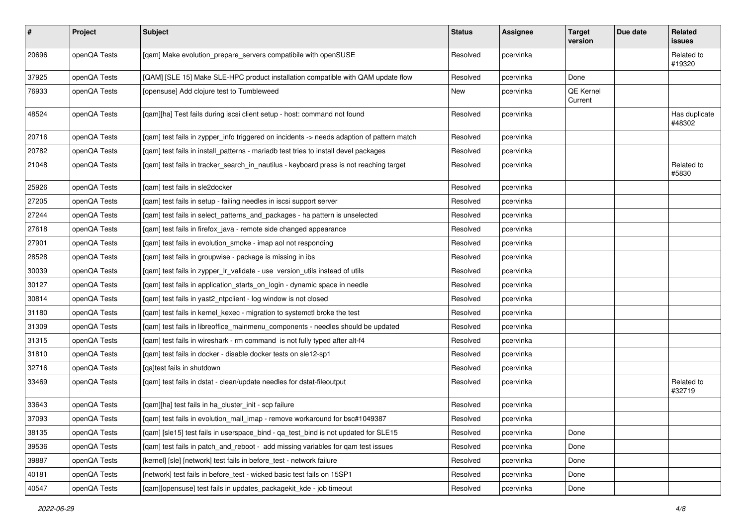| # | Project | Subject | Status | Assignee | Target version | Due date | Related issues |
|---|---|---|---|---|---|---|---|
| 20696 | openQA Tests | [qam] Make evolution_prepare_servers compatibile with openSUSE | Resolved | pcervinka | | | Related to #19320 |
| 37925 | openQA Tests | [QAM] [SLE 15] Make SLE-HPC product installation compatible with QAM update flow | Resolved | pcervinka | Done | | |
| 76933 | openQA Tests | [opensuse] Add clojure test to Tumbleweed | New | pcervinka | QE Kernel Current | | |
| 48524 | openQA Tests | [qam][ha] Test fails during iscsi client setup - host: command not found | Resolved | pcervinka | | | Has duplicate #48302 |
| 20716 | openQA Tests | [qam] test fails in zypper_info triggered on incidents -> needs adaption of pattern match | Resolved | pcervinka | | | |
| 20782 | openQA Tests | [qam] test fails in install_patterns - mariadb test tries to install devel packages | Resolved | pcervinka | | | |
| 21048 | openQA Tests | [qam] test fails in tracker_search_in_nautilus - keyboard press is not reaching target | Resolved | pcervinka | | | Related to #5830 |
| 25926 | openQA Tests | [qam] test fails in sle2docker | Resolved | pcervinka | | | |
| 27205 | openQA Tests | [qam] test fails in setup - failing needles in iscsi support server | Resolved | pcervinka | | | |
| 27244 | openQA Tests | [qam] test fails in select_patterns_and_packages - ha pattern is unselected | Resolved | pcervinka | | | |
| 27618 | openQA Tests | [qam] test fails in firefox_java - remote side changed appearance | Resolved | pcervinka | | | |
| 27901 | openQA Tests | [qam] test fails in evolution_smoke - imap aol not responding | Resolved | pcervinka | | | |
| 28528 | openQA Tests | [qam] test fails in groupwise - package is missing in ibs | Resolved | pcervinka | | | |
| 30039 | openQA Tests | [qam] test fails in zypper_lr_validate - use version_utils instead of utils | Resolved | pcervinka | | | |
| 30127 | openQA Tests | [qam] test fails in application_starts_on_login - dynamic space in needle | Resolved | pcervinka | | | |
| 30814 | openQA Tests | [qam] test fails in yast2_ntpclient - log window is not closed | Resolved | pcervinka | | | |
| 31180 | openQA Tests | [qam] test fails in kernel_kexec - migration to systemctl broke the test | Resolved | pcervinka | | | |
| 31309 | openQA Tests | [qam] test fails in libreoffice_mainmenu_components - needles should be updated | Resolved | pcervinka | | | |
| 31315 | openQA Tests | [qam] test fails in wireshark - rm command is not fully typed after alt-f4 | Resolved | pcervinka | | | |
| 31810 | openQA Tests | [qam] test fails in docker - disable docker tests on sle12-sp1 | Resolved | pcervinka | | | |
| 32716 | openQA Tests | [qa]test fails in shutdown | Resolved | pcervinka | | | |
| 33469 | openQA Tests | [qam] test fails in dstat - clean/update needles for dstat-fileoutput | Resolved | pcervinka | | | Related to #32719 |
| 33643 | openQA Tests | [qam][ha] test fails in ha_cluster_init - scp failure | Resolved | pcervinka | | | |
| 37093 | openQA Tests | [qam] test fails in evolution_mail_imap - remove workaround for bsc#1049387 | Resolved | pcervinka | | | |
| 38135 | openQA Tests | [qam] [sle15] test fails in userspace_bind - qa_test_bind is not updated for SLE15 | Resolved | pcervinka | Done | | |
| 39536 | openQA Tests | [qam] test fails in patch_and_reboot - add missing variables for qam test issues | Resolved | pcervinka | Done | | |
| 39887 | openQA Tests | [kernel] [sle] [network] test fails in before_test - network failure | Resolved | pcervinka | Done | | |
| 40181 | openQA Tests | [network] test fails in before_test - wicked basic test fails on 15SP1 | Resolved | pcervinka | Done | | |
| 40547 | openQA Tests | [qam][opensuse] test fails in updates_packagekit_kde - job timeout | Resolved | pcervinka | Done | | |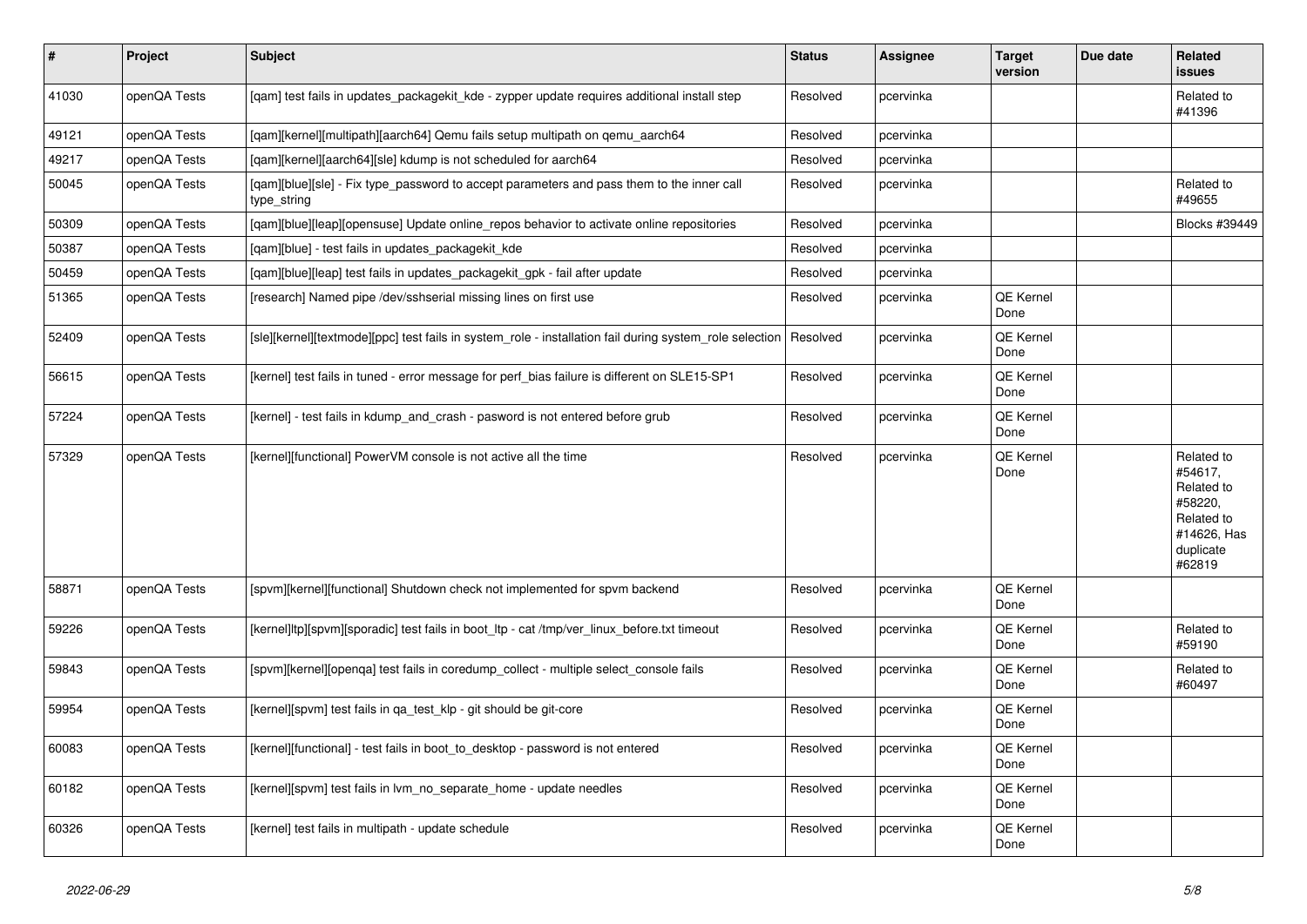| # | Project | Subject | Status | Assignee | Target version | Due date | Related issues |
|---|---|---|---|---|---|---|---|
| 41030 | openQA Tests | [qam] test fails in updates_packagekit_kde - zypper update requires additional install step | Resolved | pcervinka | | | Related to #41396 |
| 49121 | openQA Tests | [qam][kernel][multipath][aarch64] Qemu fails setup multipath on qemu_aarch64 | Resolved | pcervinka | | | |
| 49217 | openQA Tests | [qam][kernel][aarch64][sle] kdump is not scheduled for aarch64 | Resolved | pcervinka | | | |
| 50045 | openQA Tests | [qam][blue][sle] - Fix type_password to accept parameters and pass them to the inner call type_string | Resolved | pcervinka | | | Related to #49655 |
| 50309 | openQA Tests | [qam][blue][leap][opensuse] Update online_repos behavior to activate online repositories | Resolved | pcervinka | | | Blocks #39449 |
| 50387 | openQA Tests | [qam][blue] - test fails in updates_packagekit_kde | Resolved | pcervinka | | | |
| 50459 | openQA Tests | [qam][blue][leap] test fails in updates_packagekit_gpk - fail after update | Resolved | pcervinka | | | |
| 51365 | openQA Tests | [research] Named pipe /dev/sshserial missing lines on first use | Resolved | pcervinka | QE Kernel Done | | |
| 52409 | openQA Tests | [sle][kernel][textmode][ppc] test fails in system_role - installation fail during system_role selection | Resolved | pcervinka | QE Kernel Done | | |
| 56615 | openQA Tests | [kernel] test fails in tuned - error message for perf_bias failure is different on SLE15-SP1 | Resolved | pcervinka | QE Kernel Done | | |
| 57224 | openQA Tests | [kernel] - test fails in kdump_and_crash - pasword is not entered before grub | Resolved | pcervinka | QE Kernel Done | | |
| 57329 | openQA Tests | [kernel][functional] PowerVM console is not active all the time | Resolved | pcervinka | QE Kernel Done | | Related to #54617, Related to #58220, Related to #14626, Has duplicate #62819 |
| 58871 | openQA Tests | [spvm][kernel][functional] Shutdown check not implemented for spvm backend | Resolved | pcervinka | QE Kernel Done | | |
| 59226 | openQA Tests | [kernel]ltp][spvm][sporadic] test fails in boot_ltp - cat /tmp/ver_linux_before.txt timeout | Resolved | pcervinka | QE Kernel Done | | Related to #59190 |
| 59843 | openQA Tests | [spvm][kernel][openqa] test fails in coredump_collect - multiple select_console fails | Resolved | pcervinka | QE Kernel Done | | Related to #60497 |
| 59954 | openQA Tests | [kernel][spvm] test fails in qa_test_klp - git should be git-core | Resolved | pcervinka | QE Kernel Done | | |
| 60083 | openQA Tests | [kernel][functional] - test fails in boot_to_desktop - password is not entered | Resolved | pcervinka | QE Kernel Done | | |
| 60182 | openQA Tests | [kernel][spvm] test fails in lvm_no_separate_home - update needles | Resolved | pcervinka | QE Kernel Done | | |
| 60326 | openQA Tests | [kernel] test fails in multipath - update schedule | Resolved | pcervinka | QE Kernel Done | | |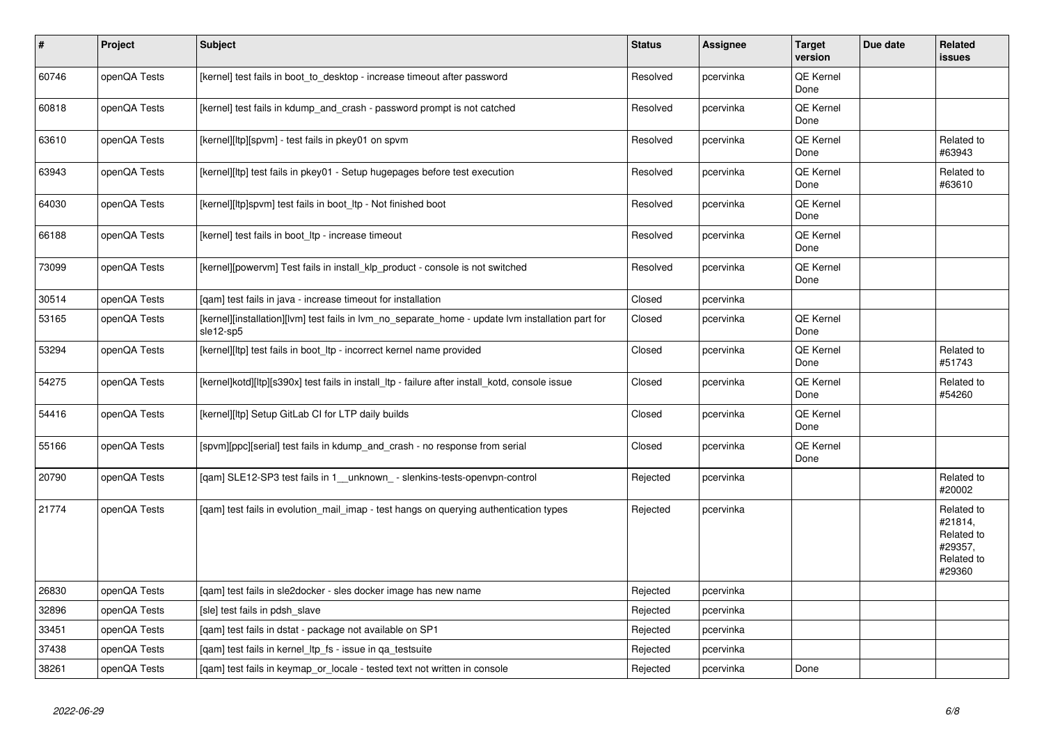| # | Project | Subject | Status | Assignee | Target version | Due date | Related issues |
|---|---|---|---|---|---|---|---|
| 60746 | openQA Tests | [kernel] test fails in boot_to_desktop - increase timeout after password | Resolved | pcervinka | QE Kernel Done | | |
| 60818 | openQA Tests | [kernel] test fails in kdump_and_crash - password prompt is not catched | Resolved | pcervinka | QE Kernel Done | | |
| 63610 | openQA Tests | [kernel][ltp][spvm] - test fails in pkey01 on spvm | Resolved | pcervinka | QE Kernel Done | | Related to #63943 |
| 63943 | openQA Tests | [kernel][ltp] test fails in pkey01 - Setup hugepages before test execution | Resolved | pcervinka | QE Kernel Done | | Related to #63610 |
| 64030 | openQA Tests | [kernel][ltp]spvm] test fails in boot_ltp - Not finished boot | Resolved | pcervinka | QE Kernel Done | | |
| 66188 | openQA Tests | [kernel] test fails in boot_ltp - increase timeout | Resolved | pcervinka | QE Kernel Done | | |
| 73099 | openQA Tests | [kernel][powervm] Test fails in install_klp_product - console is not switched | Resolved | pcervinka | QE Kernel Done | | |
| 30514 | openQA Tests | [qam] test fails in java - increase timeout for installation | Closed | pcervinka | | | |
| 53165 | openQA Tests | [kernel][installation][lvm] test fails in lvm_no_separate_home - update lvm installation part for sle12-sp5 | Closed | pcervinka | QE Kernel Done | | |
| 53294 | openQA Tests | [kernel][ltp] test fails in boot_ltp - incorrect kernel name provided | Closed | pcervinka | QE Kernel Done | | Related to #51743 |
| 54275 | openQA Tests | [kernel]kotd][ltp][s390x] test fails in install_ltp - failure after install_kotd, console issue | Closed | pcervinka | QE Kernel Done | | Related to #54260 |
| 54416 | openQA Tests | [kernel][ltp] Setup GitLab CI for LTP daily builds | Closed | pcervinka | QE Kernel Done | | |
| 55166 | openQA Tests | [spvm][ppc][serial] test fails in kdump_and_crash - no response from serial | Closed | pcervinka | QE Kernel Done | | |
| 20790 | openQA Tests | [qam] SLE12-SP3 test fails in 1__unknown_ - slenkins-tests-openvpn-control | Rejected | pcervinka | | | Related to #20002 |
| 21774 | openQA Tests | [qam] test fails in evolution_mail_imap - test hangs on querying authentication types | Rejected | pcervinka | | | Related to #21814, Related to #29357, Related to #29360 |
| 26830 | openQA Tests | [qam] test fails in sle2docker - sles docker image has new name | Rejected | pcervinka | | | |
| 32896 | openQA Tests | [sle] test fails in pdsh_slave | Rejected | pcervinka | | | |
| 33451 | openQA Tests | [qam] test fails in dstat - package not available on SP1 | Rejected | pcervinka | | | |
| 37438 | openQA Tests | [qam] test fails in kernel_ltp_fs - issue in qa_testsuite | Rejected | pcervinka | | | |
| 38261 | openQA Tests | [qam] test fails in keymap_or_locale - tested text not written in console | Rejected | pcervinka | Done | | |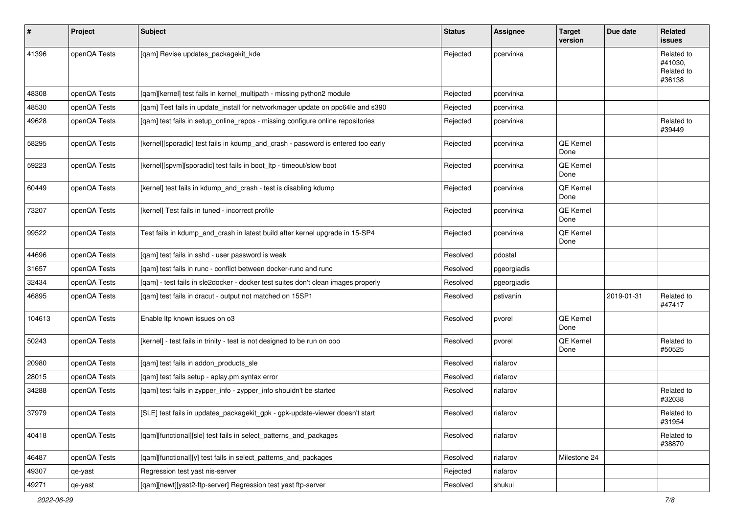| # | Project | Subject | Status | Assignee | Target version | Due date | Related issues |
|---|---|---|---|---|---|---|---|
| 41396 | openQA Tests | [qam] Revise updates_packagekit_kde | Rejected | pcervinka | | | Related to #41030, Related to #36138 |
| 48308 | openQA Tests | [qam][kernel] test fails in kernel_multipath - missing python2 module | Rejected | pcervinka | | | |
| 48530 | openQA Tests | [qam] Test fails in update_install for networkmager update on ppc64le and s390 | Rejected | pcervinka | | | |
| 49628 | openQA Tests | [qam] test fails in setup_online_repos - missing configure online repositories | Rejected | pcervinka | | | Related to #39449 |
| 58295 | openQA Tests | [kernel][sporadic] test fails in kdump_and_crash - password is entered too early | Rejected | pcervinka | QE Kernel Done | | |
| 59223 | openQA Tests | [kernel][spvm][sporadic] test fails in boot_ltp - timeout/slow boot | Rejected | pcervinka | QE Kernel Done | | |
| 60449 | openQA Tests | [kernel] test fails in kdump_and_crash - test is disabling kdump | Rejected | pcervinka | QE Kernel Done | | |
| 73207 | openQA Tests | [kernel] Test fails in tuned - incorrect profile | Rejected | pcervinka | QE Kernel Done | | |
| 99522 | openQA Tests | Test fails in kdump_and_crash in latest build after kernel upgrade in 15-SP4 | Rejected | pcervinka | QE Kernel Done | | |
| 44696 | openQA Tests | [qam] test fails in sshd - user password is weak | Resolved | pdostal | | | |
| 31657 | openQA Tests | [qam] test fails in runc - conflict between docker-runc and runc | Resolved | pgeorgiadis | | | |
| 32434 | openQA Tests | [qam] - test fails in sle2docker - docker test suites don't clean images properly | Resolved | pgeorgiadis | | | |
| 46895 | openQA Tests | [qam] test fails in dracut - output not matched on 15SP1 | Resolved | pstivanin | | 2019-01-31 | Related to #47417 |
| 104613 | openQA Tests | Enable ltp known issues on o3 | Resolved | pvorel | QE Kernel Done | | |
| 50243 | openQA Tests | [kernel] - test fails in trinity - test is not designed to be run on ooo | Resolved | pvorel | QE Kernel Done | | Related to #50525 |
| 20980 | openQA Tests | [qam] test fails in addon_products_sle | Resolved | riafarov | | | |
| 28015 | openQA Tests | [qam] test fails setup - aplay.pm syntax error | Resolved | riafarov | | | |
| 34288 | openQA Tests | [qam] test fails in zypper_info - zypper_info shouldn't be started | Resolved | riafarov | | | Related to #32038 |
| 37979 | openQA Tests | [SLE] test fails in updates_packagekit_gpk - gpk-update-viewer doesn't start | Resolved | riafarov | | | Related to #31954 |
| 40418 | openQA Tests | [qam][functional][sle] test fails in select_patterns_and_packages | Resolved | riafarov | | | Related to #38870 |
| 46487 | openQA Tests | [qam][functional][y] test fails in select_patterns_and_packages | Resolved | riafarov | Milestone 24 | | |
| 49307 | qe-yast | Regression test yast nis-server | Rejected | riafarov | | | |
| 49271 | qe-yast | [qam][newt][yast2-ftp-server] Regression test yast ftp-server | Resolved | shukui | | | |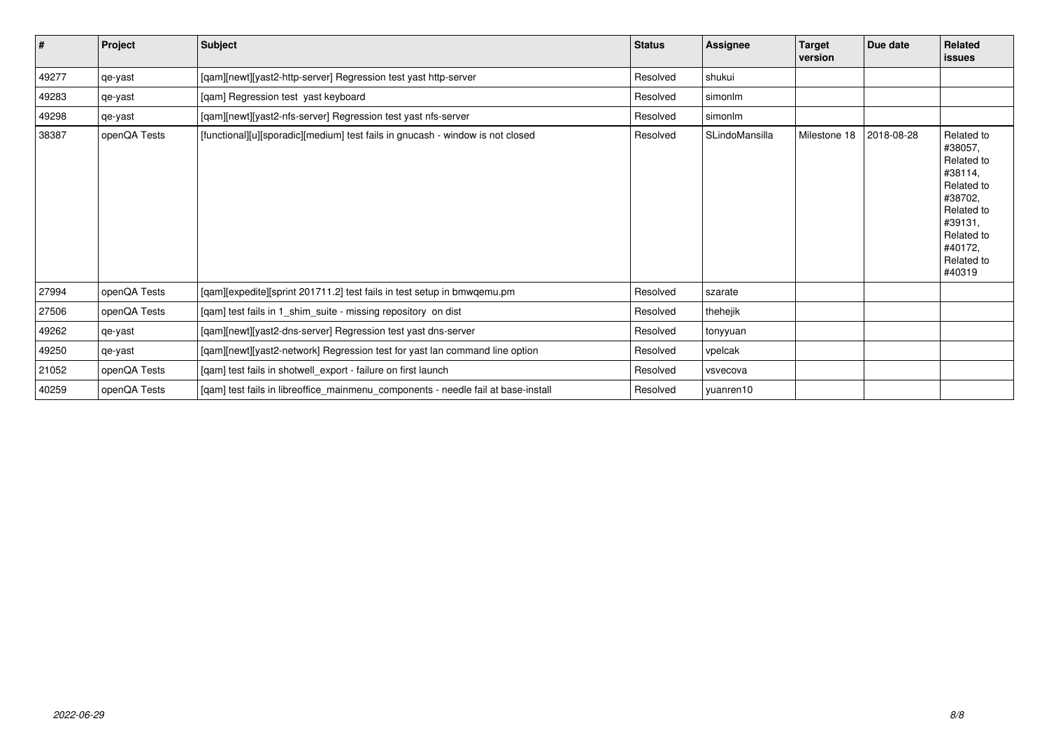| # | Project | Subject | Status | Assignee | Target version | Due date | Related issues |
|---|---|---|---|---|---|---|---|
| 49277 | qe-yast | [qam][newt][yast2-http-server] Regression test yast http-server | Resolved | shukui | | | |
| 49283 | qe-yast | [qam] Regression test  yast keyboard | Resolved | simonlm | | | |
| 49298 | qe-yast | [qam][newt][yast2-nfs-server] Regression test yast nfs-server | Resolved | simonlm | | | |
| 38387 | openQA Tests | [functional][u][sporadic][medium] test fails in gnucash - window is not closed | Resolved | SLindoMansilla | Milestone 18 | 2018-08-28 | Related to #38057, Related to #38114, Related to #38702, Related to #39131, Related to #40172, Related to #40319 |
| 27994 | openQA Tests | [qam][expedite][sprint 201711.2] test fails in test setup in bmwqemu.pm | Resolved | szarate | | | |
| 27506 | openQA Tests | [qam] test fails in 1_shim_suite - missing repository  on dist | Resolved | thehejik | | | |
| 49262 | qe-yast | [qam][newt][yast2-dns-server] Regression test yast dns-server | Resolved | tonyyuan | | | |
| 49250 | qe-yast | [qam][newt][yast2-network] Regression test for yast lan command line option | Resolved | vpelcak | | | |
| 21052 | openQA Tests | [qam] test fails in shotwell_export - failure on first launch | Resolved | vsvecova | | | |
| 40259 | openQA Tests | [qam] test fails in libreoffice_mainmenu_components - needle fail at base-install | Resolved | yuanren10 | | | |